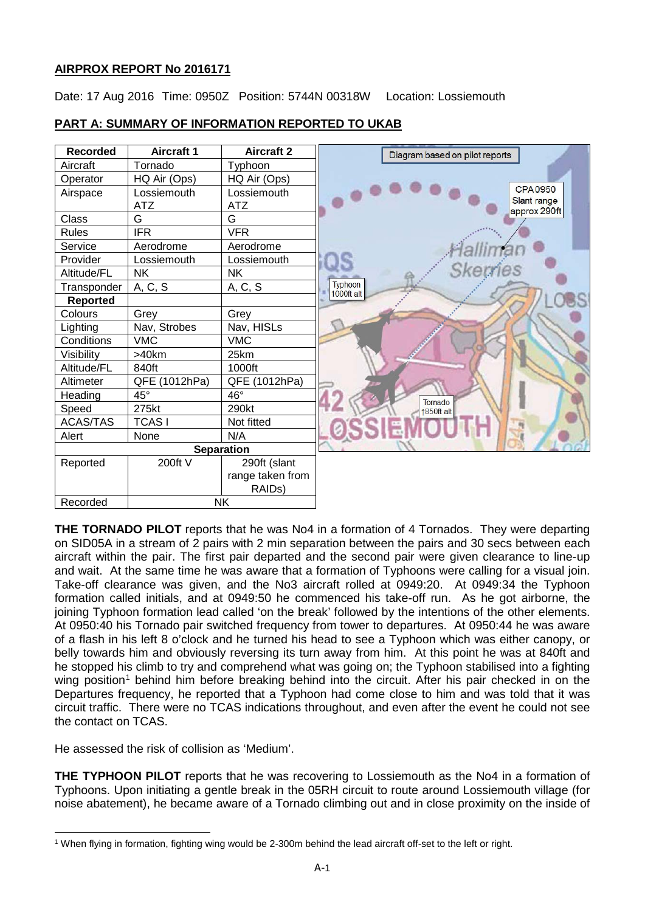## AIRPROX REPORT No 2016171

Date: 17 Aug 2016 Time: 0950Z Position: 5744N 00318W Location: Lossiemouth

## PART A: SUMMARY OF INFORMATION REPORTED TO UKAB

| Recorded | Aircraft 1 | Aircraft 2 |
|---|---|---|
| Aircraft | Tornado | Typhoon |
| Operator | HQ Air (Ops) | HQ Air (Ops) |
| Airspace | Lossiemouth ATZ | Lossiemouth ATZ |
| Class | G | G |
| Rules | IFR | VFR |
| Service | Aerodrome | Aerodrome |
| Provider | Lossiemouth | Lossiemouth |
| Altitude/FL | NK | NK |
| Transponder | A, C, S | A, C, S |
| **Reported** | | |
| Colours | Grey | Grey |
| Lighting | Nav, Strobes | Nav, HISLs |
| Conditions | VMC | VMC |
| Visibility | >40km | 25km |
| Altitude/FL | 840ft | 1000ft |
| Altimeter | QFE (1012hPa) | QFE (1012hPa) |
| Heading | 45° | 46° |
| Speed | 275kt | 290kt |
| ACAS/TAS | TCAS I | Not fitted |
| Alert | None | N/A |
| **Separation** | | |
| Reported | 200ft V | 290ft (slant range taken from RAIDs) |
| Recorded | NK | |

Diagram based on pilot reports

CPA 0950 Slant range approx 290ft

Typhoon 1000ft alt

Tornado ↑850ft alt

**THE TORNADO PILOT** reports that he was No4 in a formation of 4 Tornados. They were departing on SID05A in a stream of 2 pairs with 2 min separation between the pairs and 30 secs between each aircraft within the pair. The first pair departed and the second pair were given clearance to line-up and wait. At the same time he was aware that a formation of Typhoons were calling for a visual join. Take-off clearance was given, and the No3 aircraft rolled at 0949:20. At 0949:34 the Typhoon formation called initials, and at 0949:50 he commenced his take-off run. As he got airborne, the joining Typhoon formation lead called 'on the break' followed by the intentions of the other elements. At 0950:40 his Tornado pair switched frequency from tower to departures. At 0950:44 he was aware of a flash in his left 8 o'clock and he turned his head to see a Typhoon which was either canopy, or belly towards him and obviously reversing its turn away from him. At this point he was at 840ft and he stopped his climb to try and comprehend what was going on; the Typhoon stabilised into a fighting wing position[1] behind him before breaking behind into the circuit. After his pair checked in on the Departures frequency, he reported that a Typhoon had come close to him and was told that it was circuit traffic. There were no TCAS indications throughout, and even after the event he could not see the contact on TCAS.

He assessed the risk of collision as 'Medium'.

**THE TYPHOON PILOT** reports that he was recovering to Lossiemouth as the No4 in a formation of Typhoons. Upon initiating a gentle break in the 05RH circuit to route around Lossiemouth village (for noise abatement), he became aware of a Tornado climbing out and in close proximity on the inside of

[1] When flying in formation, fighting wing would be 2-300m behind the lead aircraft off-set to the left or right.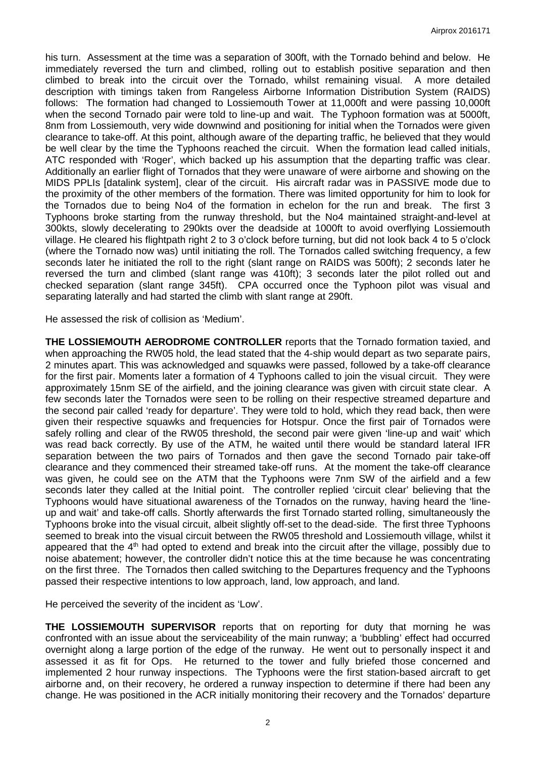his turn. Assessment at the time was a separation of 300ft, with the Tornado behind and below. He immediately reversed the turn and climbed, rolling out to establish positive separation and then climbed to break into the circuit over the Tornado, whilst remaining visual. A more detailed description with timings taken from Rangeless Airborne Information Distribution System (RAIDS) follows: The formation had changed to Lossiemouth Tower at 11,000ft and were passing 10,000ft when the second Tornado pair were told to line-up and wait. The Typhoon formation was at 5000ft, 8nm from Lossiemouth, very wide downwind and positioning for initial when the Tornados were given clearance to take-off. At this point, although aware of the departing traffic, he believed that they would be well clear by the time the Typhoons reached the circuit. When the formation lead called initials, ATC responded with 'Roger', which backed up his assumption that the departing traffic was clear. Additionally an earlier flight of Tornados that they were unaware of were airborne and showing on the MIDS PPLIs [datalink system], clear of the circuit. His aircraft radar was in PASSIVE mode due to the proximity of the other members of the formation. There was limited opportunity for him to look for the Tornados due to being No4 of the formation in echelon for the run and break. The first 3 Typhoons broke starting from the runway threshold, but the No4 maintained straight-and-level at 300kts, slowly decelerating to 290kts over the deadside at 1000ft to avoid overflying Lossiemouth village. He cleared his flightpath right 2 to 3 o'clock before turning, but did not look back 4 to 5 o'clock (where the Tornado now was) until initiating the roll. The Tornados called switching frequency, a few seconds later he initiated the roll to the right (slant range on RAIDS was 500ft); 2 seconds later he reversed the turn and climbed (slant range was 410ft); 3 seconds later the pilot rolled out and checked separation (slant range 345ft). CPA occurred once the Typhoon pilot was visual and separating laterally and had started the climb with slant range at 290ft.

He assessed the risk of collision as 'Medium'.

**THE LOSSIEMOUTH AERODROME CONTROLLER** reports that the Tornado formation taxied, and when approaching the RW05 hold, the lead stated that the 4-ship would depart as two separate pairs, 2 minutes apart. This was acknowledged and squawks were passed, followed by a take-off clearance for the first pair. Moments later a formation of 4 Typhoons called to join the visual circuit. They were approximately 15nm SE of the airfield, and the joining clearance was given with circuit state clear. A few seconds later the Tornados were seen to be rolling on their respective streamed departure and the second pair called 'ready for departure'. They were told to hold, which they read back, then were given their respective squawks and frequencies for Hotspur. Once the first pair of Tornados were safely rolling and clear of the RW05 threshold, the second pair were given 'line-up and wait' which was read back correctly. By use of the ATM, he waited until there would be standard lateral IFR separation between the two pairs of Tornados and then gave the second Tornado pair take-off clearance and they commenced their streamed take-off runs. At the moment the take-off clearance was given, he could see on the ATM that the Typhoons were 7nm SW of the airfield and a few seconds later they called at the Initial point. The controller replied 'circuit clear' believing that the Typhoons would have situational awareness of the Tornados on the runway, having heard the 'line-up and wait' and take-off calls. Shortly afterwards the first Tornado started rolling, simultaneously the Typhoons broke into the visual circuit, albeit slightly off-set to the dead-side. The first three Typhoons seemed to break into the visual circuit between the RW05 threshold and Lossiemouth village, whilst it appeared that the 4th had opted to extend and break into the circuit after the village, possibly due to noise abatement; however, the controller didn't notice this at the time because he was concentrating on the first three. The Tornados then called switching to the Departures frequency and the Typhoons passed their respective intentions to low approach, land, low approach, and land.

He perceived the severity of the incident as 'Low'.

**THE LOSSIEMOUTH SUPERVISOR** reports that on reporting for duty that morning he was confronted with an issue about the serviceability of the main runway; a 'bubbling' effect had occurred overnight along a large portion of the edge of the runway. He went out to personally inspect it and assessed it as fit for Ops. He returned to the tower and fully briefed those concerned and implemented 2 hour runway inspections. The Typhoons were the first station-based aircraft to get airborne and, on their recovery, he ordered a runway inspection to determine if there had been any change. He was positioned in the ACR initially monitoring their recovery and the Tornados' departure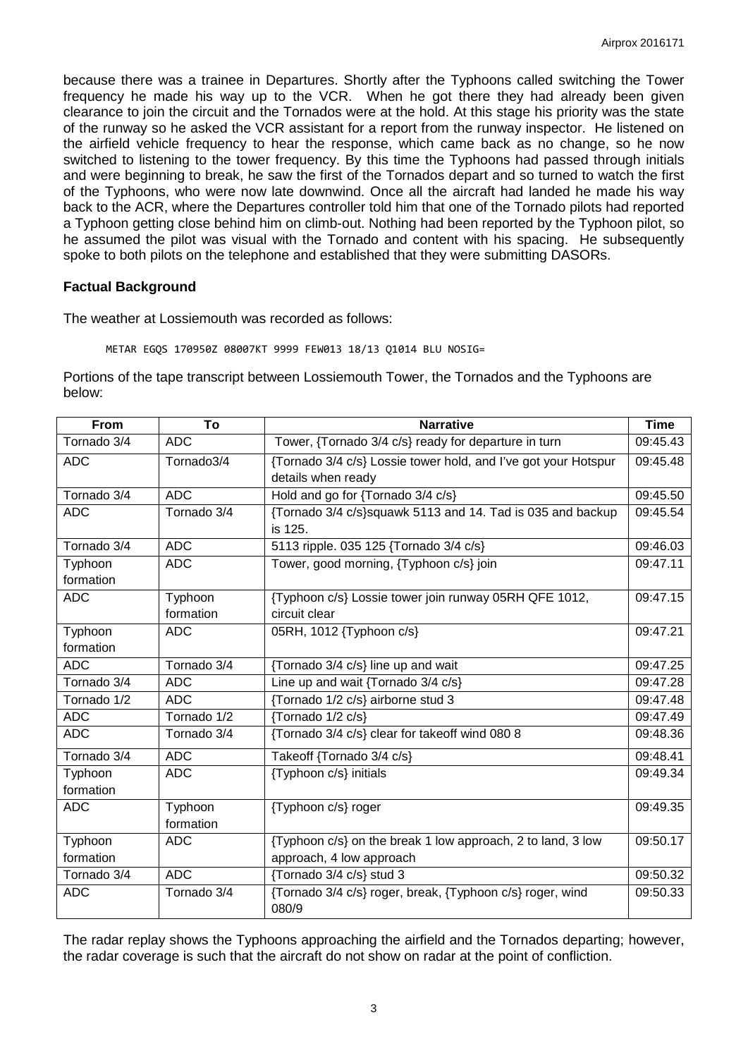because there was a trainee in Departures. Shortly after the Typhoons called switching the Tower frequency he made his way up to the VCR. When he got there they had already been given clearance to join the circuit and the Tornados were at the hold. At this stage his priority was the state of the runway so he asked the VCR assistant for a report from the runway inspector. He listened on the airfield vehicle frequency to hear the response, which came back as no change, so he now switched to listening to the tower frequency. By this time the Typhoons had passed through initials and were beginning to break, he saw the first of the Tornados depart and so turned to watch the first of the Typhoons, who were now late downwind. Once all the aircraft had landed he made his way back to the ACR, where the Departures controller told him that one of the Tornado pilots had reported a Typhoon getting close behind him on climb-out. Nothing had been reported by the Typhoon pilot, so he assumed the pilot was visual with the Tornado and content with his spacing. He subsequently spoke to both pilots on the telephone and established that they were submitting DASORs.

## Factual Background

The weather at Lossiemouth was recorded as follows:

```
METAR EGQS 170950Z 08007KT 9999 FEW013 18/13 Q1014 BLU NOSIG=
```

Portions of the tape transcript between Lossiemouth Tower, the Tornados and the Typhoons are below:

| From | To | Narrative | Time |
|---|---|---|---|
| Tornado 3/4 | ADC | Tower, {Tornado 3/4 c/s} ready for departure in turn | 09:45.43 |
| ADC | Tornado3/4 | {Tornado 3/4 c/s} Lossie tower hold, and I've got your Hotspur details when ready | 09:45.48 |
| Tornado 3/4 | ADC | Hold and go for {Tornado 3/4 c/s} | 09:45.50 |
| ADC | Tornado 3/4 | {Tornado 3/4 c/s}squawk 5113 and 14. Tad is 035 and backup is 125. | 09:45.54 |
| Tornado 3/4 | ADC | 5113 ripple. 035 125 {Tornado 3/4 c/s} | 09:46.03 |
| Typhoon formation | ADC | Tower, good morning, {Typhoon c/s} join | 09:47.11 |
| ADC | Typhoon formation | {Typhoon c/s} Lossie tower join runway 05RH QFE 1012, circuit clear | 09:47.15 |
| Typhoon formation | ADC | 05RH, 1012 {Typhoon c/s} | 09:47.21 |
| ADC | Tornado 3/4 | {Tornado 3/4 c/s} line up and wait | 09:47.25 |
| Tornado 3/4 | ADC | Line up and wait {Tornado 3/4 c/s} | 09:47.28 |
| Tornado 1/2 | ADC | {Tornado 1/2 c/s} airborne stud 3 | 09:47.48 |
| ADC | Tornado 1/2 | {Tornado 1/2 c/s} | 09:47.49 |
| ADC | Tornado 3/4 | {Tornado 3/4 c/s} clear for takeoff wind 080 8 | 09:48.36 |
| Tornado 3/4 | ADC | Takeoff {Tornado 3/4 c/s} | 09:48.41 |
| Typhoon formation | ADC | {Typhoon c/s} initials | 09:49.34 |
| ADC | Typhoon formation | {Typhoon c/s} roger | 09:49.35 |
| Typhoon formation | ADC | {Typhoon c/s} on the break 1 low approach, 2 to land, 3 low approach, 4 low approach | 09:50.17 |
| Tornado 3/4 | ADC | {Tornado 3/4 c/s} stud 3 | 09:50.32 |
| ADC | Tornado 3/4 | {Tornado 3/4 c/s} roger, break, {Typhoon c/s} roger, wind 080/9 | 09:50.33 |

The radar replay shows the Typhoons approaching the airfield and the Tornados departing; however, the radar coverage is such that the aircraft do not show on radar at the point of confliction.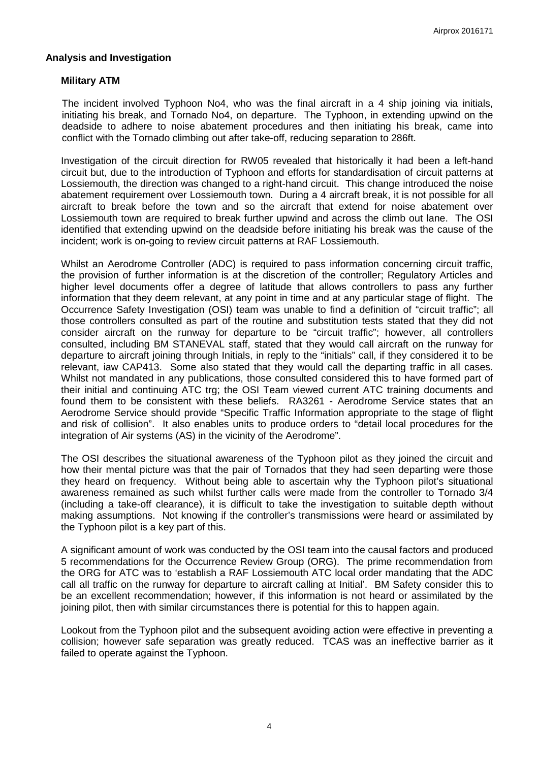## Analysis and Investigation

### Military ATM

The incident involved Typhoon No4, who was the final aircraft in a 4 ship joining via initials, initiating his break, and Tornado No4, on departure. The Typhoon, in extending upwind on the deadside to adhere to noise abatement procedures and then initiating his break, came into conflict with the Tornado climbing out after take-off, reducing separation to 286ft.

Investigation of the circuit direction for RW05 revealed that historically it had been a left-hand circuit but, due to the introduction of Typhoon and efforts for standardisation of circuit patterns at Lossiemouth, the direction was changed to a right-hand circuit. This change introduced the noise abatement requirement over Lossiemouth town. During a 4 aircraft break, it is not possible for all aircraft to break before the town and so the aircraft that extend for noise abatement over Lossiemouth town are required to break further upwind and across the climb out lane. The OSI identified that extending upwind on the deadside before initiating his break was the cause of the incident; work is on-going to review circuit patterns at RAF Lossiemouth.

Whilst an Aerodrome Controller (ADC) is required to pass information concerning circuit traffic, the provision of further information is at the discretion of the controller; Regulatory Articles and higher level documents offer a degree of latitude that allows controllers to pass any further information that they deem relevant, at any point in time and at any particular stage of flight. The Occurrence Safety Investigation (OSI) team was unable to find a definition of "circuit traffic"; all those controllers consulted as part of the routine and substitution tests stated that they did not consider aircraft on the runway for departure to be "circuit traffic"; however, all controllers consulted, including BM STANEVAL staff, stated that they would call aircraft on the runway for departure to aircraft joining through Initials, in reply to the "initials" call, if they considered it to be relevant, iaw CAP413. Some also stated that they would call the departing traffic in all cases. Whilst not mandated in any publications, those consulted considered this to have formed part of their initial and continuing ATC trg; the OSI Team viewed current ATC training documents and found them to be consistent with these beliefs. RA3261 - Aerodrome Service states that an Aerodrome Service should provide "Specific Traffic Information appropriate to the stage of flight and risk of collision". It also enables units to produce orders to "detail local procedures for the integration of Air systems (AS) in the vicinity of the Aerodrome".

The OSI describes the situational awareness of the Typhoon pilot as they joined the circuit and how their mental picture was that the pair of Tornados that they had seen departing were those they heard on frequency. Without being able to ascertain why the Typhoon pilot's situational awareness remained as such whilst further calls were made from the controller to Tornado 3/4 (including a take-off clearance), it is difficult to take the investigation to suitable depth without making assumptions. Not knowing if the controller's transmissions were heard or assimilated by the Typhoon pilot is a key part of this.

A significant amount of work was conducted by the OSI team into the causal factors and produced 5 recommendations for the Occurrence Review Group (ORG). The prime recommendation from the ORG for ATC was to 'establish a RAF Lossiemouth ATC local order mandating that the ADC call all traffic on the runway for departure to aircraft calling at Initial'. BM Safety consider this to be an excellent recommendation; however, if this information is not heard or assimilated by the joining pilot, then with similar circumstances there is potential for this to happen again.

Lookout from the Typhoon pilot and the subsequent avoiding action were effective in preventing a collision; however safe separation was greatly reduced. TCAS was an ineffective barrier as it failed to operate against the Typhoon.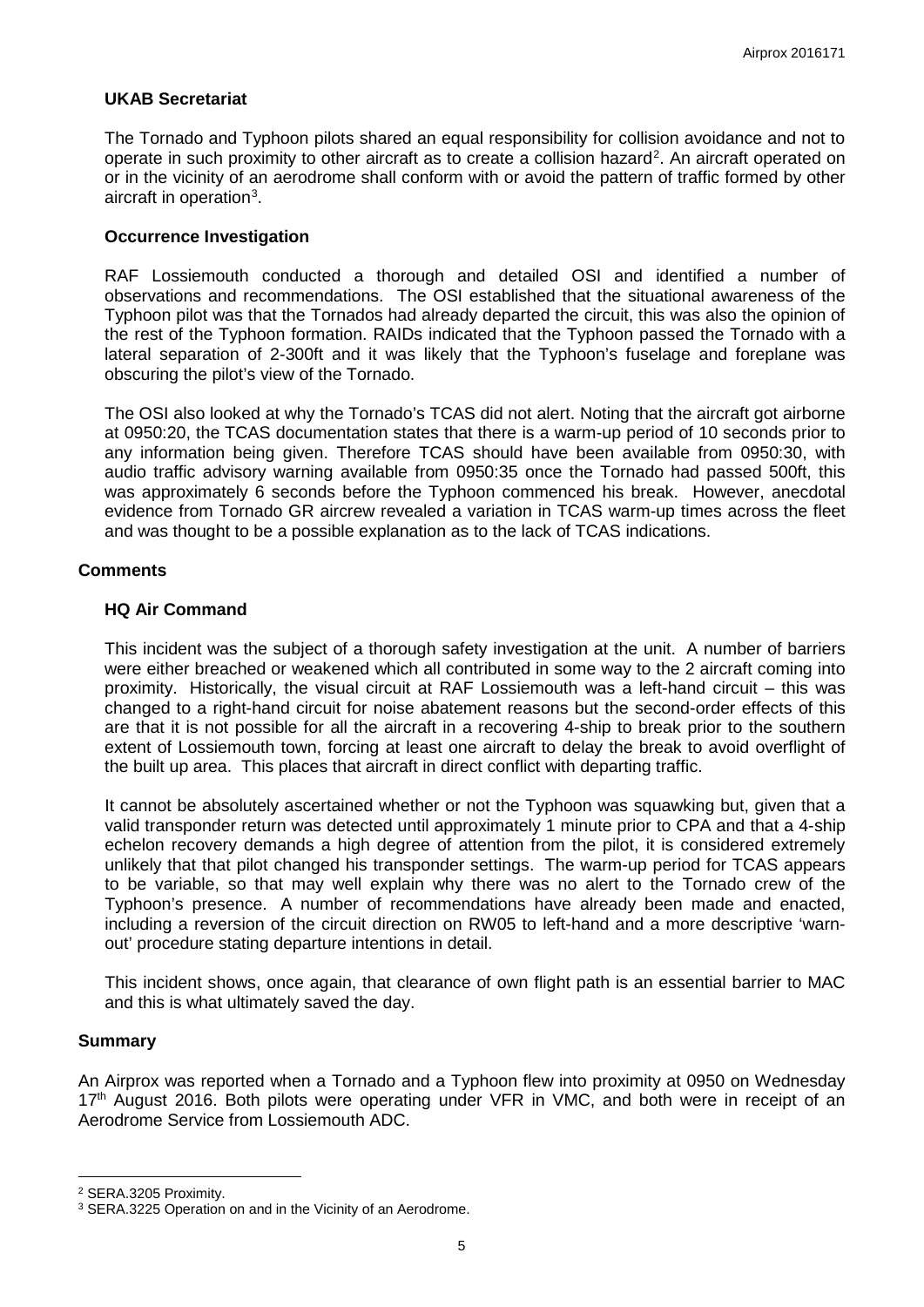### UKAB Secretariat

The Tornado and Typhoon pilots shared an equal responsibility for collision avoidance and not to operate in such proximity to other aircraft as to create a collision hazard[2]. An aircraft operated on or in the vicinity of an aerodrome shall conform with or avoid the pattern of traffic formed by other aircraft in operation[3].

### Occurrence Investigation

RAF Lossiemouth conducted a thorough and detailed OSI and identified a number of observations and recommendations. The OSI established that the situational awareness of the Typhoon pilot was that the Tornados had already departed the circuit, this was also the opinion of the rest of the Typhoon formation. RAIDs indicated that the Typhoon passed the Tornado with a lateral separation of 2-300ft and it was likely that the Typhoon's fuselage and foreplane was obscuring the pilot's view of the Tornado.

The OSI also looked at why the Tornado's TCAS did not alert. Noting that the aircraft got airborne at 0950:20, the TCAS documentation states that there is a warm-up period of 10 seconds prior to any information being given. Therefore TCAS should have been available from 0950:30, with audio traffic advisory warning available from 0950:35 once the Tornado had passed 500ft, this was approximately 6 seconds before the Typhoon commenced his break. However, anecdotal evidence from Tornado GR aircrew revealed a variation in TCAS warm-up times across the fleet and was thought to be a possible explanation as to the lack of TCAS indications.

## Comments

### HQ Air Command

This incident was the subject of a thorough safety investigation at the unit. A number of barriers were either breached or weakened which all contributed in some way to the 2 aircraft coming into proximity. Historically, the visual circuit at RAF Lossiemouth was a left-hand circuit – this was changed to a right-hand circuit for noise abatement reasons but the second-order effects of this are that it is not possible for all the aircraft in a recovering 4-ship to break prior to the southern extent of Lossiemouth town, forcing at least one aircraft to delay the break to avoid overflight of the built up area. This places that aircraft in direct conflict with departing traffic.

It cannot be absolutely ascertained whether or not the Typhoon was squawking but, given that a valid transponder return was detected until approximately 1 minute prior to CPA and that a 4-ship echelon recovery demands a high degree of attention from the pilot, it is considered extremely unlikely that that pilot changed his transponder settings. The warm-up period for TCAS appears to be variable, so that may well explain why there was no alert to the Tornado crew of the Typhoon's presence. A number of recommendations have already been made and enacted, including a reversion of the circuit direction on RW05 to left-hand and a more descriptive 'warn-out' procedure stating departure intentions in detail.

This incident shows, once again, that clearance of own flight path is an essential barrier to MAC and this is what ultimately saved the day.

## Summary

An Airprox was reported when a Tornado and a Typhoon flew into proximity at 0950 on Wednesday 17th August 2016. Both pilots were operating under VFR in VMC, and both were in receipt of an Aerodrome Service from Lossiemouth ADC.

---

[2] SERA.3205 Proximity.

[3] SERA.3225 Operation on and in the Vicinity of an Aerodrome.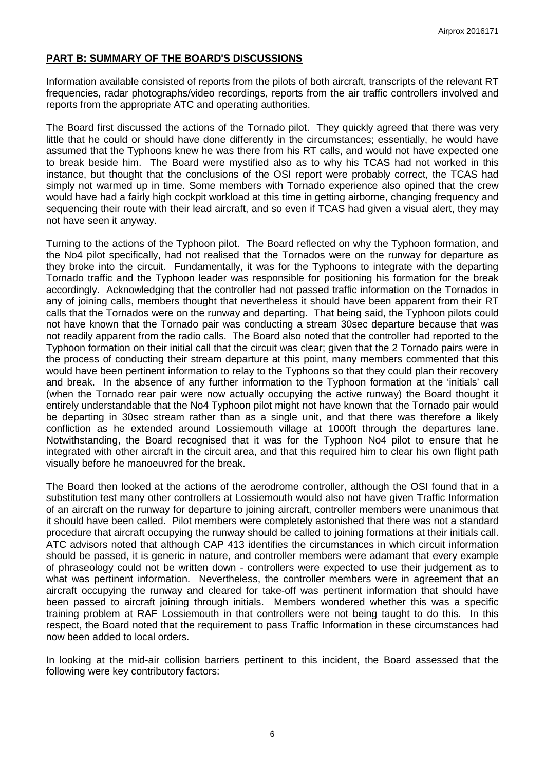**PART B: SUMMARY OF THE BOARD'S DISCUSSIONS**

Information available consisted of reports from the pilots of both aircraft, transcripts of the relevant RT frequencies, radar photographs/video recordings, reports from the air traffic controllers involved and reports from the appropriate ATC and operating authorities.

The Board first discussed the actions of the Tornado pilot. They quickly agreed that there was very little that he could or should have done differently in the circumstances; essentially, he would have assumed that the Typhoons knew he was there from his RT calls, and would not have expected one to break beside him. The Board were mystified also as to why his TCAS had not worked in this instance, but thought that the conclusions of the OSI report were probably correct, the TCAS had simply not warmed up in time. Some members with Tornado experience also opined that the crew would have had a fairly high cockpit workload at this time in getting airborne, changing frequency and sequencing their route with their lead aircraft, and so even if TCAS had given a visual alert, they may not have seen it anyway.

Turning to the actions of the Typhoon pilot. The Board reflected on why the Typhoon formation, and the No4 pilot specifically, had not realised that the Tornados were on the runway for departure as they broke into the circuit. Fundamentally, it was for the Typhoons to integrate with the departing Tornado traffic and the Typhoon leader was responsible for positioning his formation for the break accordingly. Acknowledging that the controller had not passed traffic information on the Tornados in any of joining calls, members thought that nevertheless it should have been apparent from their RT calls that the Tornados were on the runway and departing. That being said, the Typhoon pilots could not have known that the Tornado pair was conducting a stream 30sec departure because that was not readily apparent from the radio calls. The Board also noted that the controller had reported to the Typhoon formation on their initial call that the circuit was clear; given that the 2 Tornado pairs were in the process of conducting their stream departure at this point, many members commented that this would have been pertinent information to relay to the Typhoons so that they could plan their recovery and break. In the absence of any further information to the Typhoon formation at the 'initials' call (when the Tornado rear pair were now actually occupying the active runway) the Board thought it entirely understandable that the No4 Typhoon pilot might not have known that the Tornado pair would be departing in 30sec stream rather than as a single unit, and that there was therefore a likely confliction as he extended around Lossiemouth village at 1000ft through the departures lane. Notwithstanding, the Board recognised that it was for the Typhoon No4 pilot to ensure that he integrated with other aircraft in the circuit area, and that this required him to clear his own flight path visually before he manoeuvred for the break.

The Board then looked at the actions of the aerodrome controller, although the OSI found that in a substitution test many other controllers at Lossiemouth would also not have given Traffic Information of an aircraft on the runway for departure to joining aircraft, controller members were unanimous that it should have been called. Pilot members were completely astonished that there was not a standard procedure that aircraft occupying the runway should be called to joining formations at their initials call. ATC advisors noted that although CAP 413 identifies the circumstances in which circuit information should be passed, it is generic in nature, and controller members were adamant that every example of phraseology could not be written down - controllers were expected to use their judgement as to what was pertinent information. Nevertheless, the controller members were in agreement that an aircraft occupying the runway and cleared for take-off was pertinent information that should have been passed to aircraft joining through initials. Members wondered whether this was a specific training problem at RAF Lossiemouth in that controllers were not being taught to do this. In this respect, the Board noted that the requirement to pass Traffic Information in these circumstances had now been added to local orders.

In looking at the mid-air collision barriers pertinent to this incident, the Board assessed that the following were key contributory factors: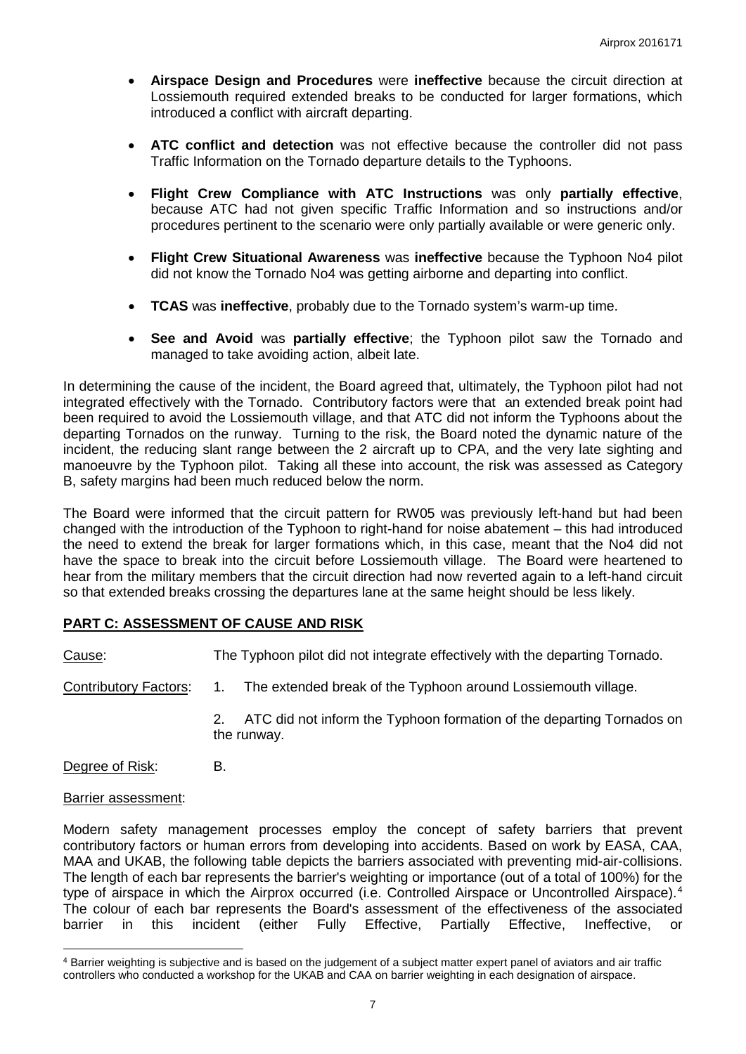- **Airspace Design and Procedures** were **ineffective** because the circuit direction at Lossiemouth required extended breaks to be conducted for larger formations, which introduced a conflict with aircraft departing.

- **ATC conflict and detection** was not effective because the controller did not pass Traffic Information on the Tornado departure details to the Typhoons.

- **Flight Crew Compliance with ATC Instructions** was only **partially effective**, because ATC had not given specific Traffic Information and so instructions and/or procedures pertinent to the scenario were only partially available or were generic only.

- **Flight Crew Situational Awareness** was **ineffective** because the Typhoon No4 pilot did not know the Tornado No4 was getting airborne and departing into conflict.

- **TCAS** was **ineffective**, probably due to the Tornado system's warm-up time.

- **See and Avoid** was **partially effective**; the Typhoon pilot saw the Tornado and managed to take avoiding action, albeit late.

In determining the cause of the incident, the Board agreed that, ultimately, the Typhoon pilot had not integrated effectively with the Tornado. Contributory factors were that an extended break point had been required to avoid the Lossiemouth village, and that ATC did not inform the Typhoons about the departing Tornados on the runway. Turning to the risk, the Board noted the dynamic nature of the incident, the reducing slant range between the 2 aircraft up to CPA, and the very late sighting and manoeuvre by the Typhoon pilot. Taking all these into account, the risk was assessed as Category B, safety margins had been much reduced below the norm.

The Board were informed that the circuit pattern for RW05 was previously left-hand but had been changed with the introduction of the Typhoon to right-hand for noise abatement – this had introduced the need to extend the break for larger formations which, in this case, meant that the No4 did not have the space to break into the circuit before Lossiemouth village. The Board were heartened to hear from the military members that the circuit direction had now reverted again to a left-hand circuit so that extended breaks crossing the departures lane at the same height should be less likely.

## PART C: ASSESSMENT OF CAUSE AND RISK

Cause: The Typhoon pilot did not integrate effectively with the departing Tornado.

Contributory Factors:

1. The extended break of the Typhoon around Lossiemouth village.
2. ATC did not inform the Typhoon formation of the departing Tornados on the runway.

Degree of Risk: B.

Barrier assessment:

Modern safety management processes employ the concept of safety barriers that prevent contributory factors or human errors from developing into accidents. Based on work by EASA, CAA, MAA and UKAB, the following table depicts the barriers associated with preventing mid-air-collisions. The length of each bar represents the barrier's weighting or importance (out of a total of 100%) for the type of airspace in which the Airprox occurred (i.e. Controlled Airspace or Uncontrolled Airspace).[4] The colour of each bar represents the Board's assessment of the effectiveness of the associated barrier in this incident (either Fully Effective, Partially Effective, Ineffective, or

[4] Barrier weighting is subjective and is based on the judgement of a subject matter expert panel of aviators and air traffic controllers who conducted a workshop for the UKAB and CAA on barrier weighting in each designation of airspace.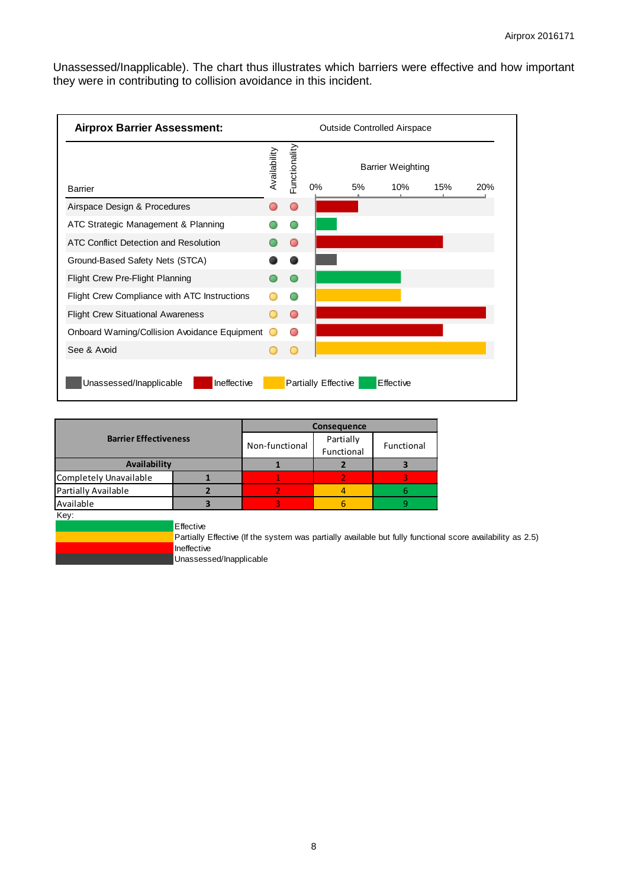Unassessed/Inapplicable). The chart thus illustrates which barriers were effective and how important they were in contributing to collision avoidance in this incident.

**Airprox Barrier Assessment:** Outside Controlled Airspace

| Barrier | Availability | Functionality | Barrier Weighting |
|---|---|---|---|
| Airspace Design & Procedures | Ineffective | Ineffective | 5% (Ineffective) |
| ATC Strategic Management & Planning | Effective | Effective | 2.5% (Effective) |
| ATC Conflict Detection and Resolution | Effective | Ineffective | 15% (Ineffective) |
| Ground-Based Safety Nets (STCA) | Unassessed/Inapplicable | Unassessed/Inapplicable | 2.5% (Unassessed/Inapplicable) |
| Flight Crew Pre-Flight Planning | Effective | Effective | 10% (Effective) |
| Flight Crew Compliance with ATC Instructions | Partially Effective | Effective | 10% (Partially Effective) |
| Flight Crew Situational Awareness | Partially Effective | Ineffective | 20% (Ineffective) |
| Onboard Warning/Collision Avoidance Equipment | Partially Effective | Ineffective | 15% (Ineffective) |
| See & Avoid | Partially Effective | Partially Effective | 20% (Partially Effective) |

Key: Unassessed/Inapplicable; Ineffective; Partially Effective; Effective

| Barrier Effectiveness | | Consequence | | |
|---|---|---|---|---|
| | | Non-functional | Partially Functional | Functional |
| **Availability** | | **1** | **2** | **3** |
| Completely Unavailable | **1** | 1 | 2 | 3 |
| Partially Available | **2** | 2 | 4 | 6 |
| Available | **3** | 3 | 6 | 9 |

Key:

- Effective
- Partially Effective (If the system was partially available but fully functional score availability as 2.5)
- Ineffective
- Unassessed/Inapplicable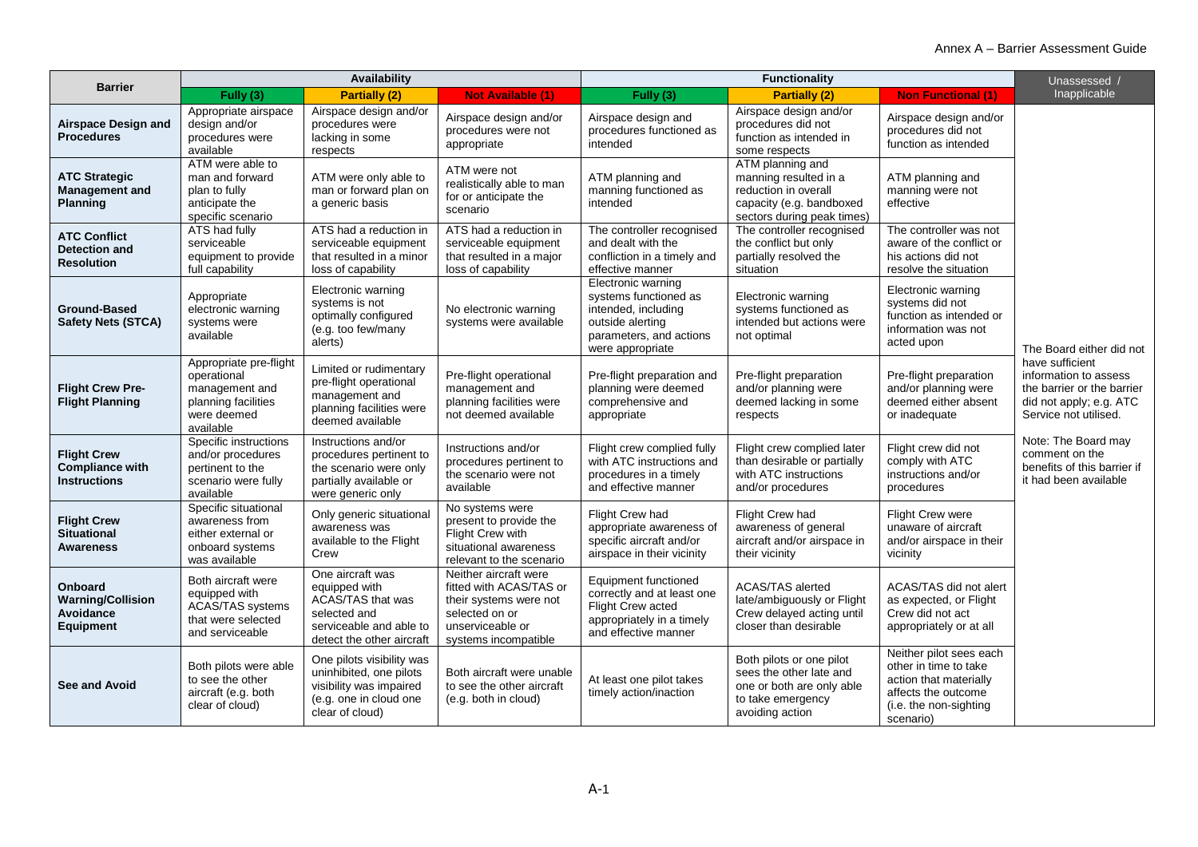Annex A – Barrier Assessment Guide

| Barrier | Availability | | | Functionality | | | Unassessed / Inapplicable |
|---|---|---|---|---|---|---|---|
| | Fully (3) | Partially (2) | Not Available (1) | Fully (3) | Partially (2) | Non Functional (1) | |
| **Airspace Design and Procedures** | Appropriate airspace design and/or procedures were available | Airspace design and/or procedures were lacking in some respects | Airspace design and/or procedures were not appropriate | Airspace design and procedures functioned as intended | Airspace design and/or procedures did not function as intended in some respects | Airspace design and/or procedures did not function as intended | The Board either did not have sufficient information to assess the barrier or the barrier did not apply; e.g. ATC Service not utilised. Note: The Board may comment on the benefits of this barrier if it had been available |
| **ATC Strategic Management and Planning** | ATM were able to man and forward plan to fully anticipate the specific scenario | ATM were only able to man or forward plan on a generic basis | ATM were not realistically able to man for or anticipate the scenario | ATM planning and manning functioned as intended | ATM planning and manning resulted in a reduction in overall capacity (e.g. bandboxed sectors during peak times) | ATM planning and manning were not effective | |
| **ATC Conflict Detection and Resolution** | ATS had fully serviceable equipment to provide full capability | ATS had a reduction in serviceable equipment that resulted in a minor loss of capability | ATS had a reduction in serviceable equipment that resulted in a major loss of capability | The controller recognised and dealt with the confliction in a timely and effective manner | The controller recognised the conflict but only partially resolved the situation | The controller was not aware of the conflict or his actions did not resolve the situation | |
| **Ground-Based Safety Nets (STCA)** | Appropriate electronic warning systems were available | Electronic warning systems is not optimally configured (e.g. too few/many alerts) | No electronic warning systems were available | Electronic warning systems functioned as intended, including outside alerting parameters, and actions were appropriate | Electronic warning systems functioned as intended but actions were not optimal | Electronic warning systems did not function as intended or information was not acted upon | |
| **Flight Crew Pre-Flight Planning** | Appropriate pre-flight operational management and planning facilities were deemed available | Limited or rudimentary pre-flight operational management and planning facilities were deemed available | Pre-flight operational management and planning facilities were not deemed available | Pre-flight preparation and planning were deemed comprehensive and appropriate | Pre-flight preparation and/or planning were deemed lacking in some respects | Pre-flight preparation and/or planning were deemed either absent or inadequate | |
| **Flight Crew Compliance with Instructions** | Specific instructions and/or procedures pertinent to the scenario were fully available | Instructions and/or procedures pertinent to the scenario were only partially available or were generic only | Instructions and/or procedures pertinent to the scenario were not available | Flight crew complied fully with ATC instructions and procedures in a timely and effective manner | Flight crew complied later than desirable or partially with ATC instructions and/or procedures | Flight crew did not comply with ATC instructions and/or procedures | |
| **Flight Crew Situational Awareness** | Specific situational awareness from either external or onboard systems was available | Only generic situational awareness was available to the Flight Crew | No systems were present to provide the Flight Crew with situational awareness relevant to the scenario | Flight Crew had appropriate awareness of specific aircraft and/or airspace in their vicinity | Flight Crew had awareness of general aircraft and/or airspace in their vicinity | Flight Crew were unaware of aircraft and/or airspace in their vicinity | |
| **Onboard Warning/Collision Avoidance Equipment** | Both aircraft were equipped with ACAS/TAS systems that were selected and serviceable | One aircraft was equipped with ACAS/TAS that was selected and serviceable and able to detect the other aircraft | Neither aircraft were fitted with ACAS/TAS or their systems were not selected on or unserviceable or systems incompatible | Equipment functioned correctly and at least one Flight Crew acted appropriately in a timely and effective manner | ACAS/TAS alerted late/ambiguously or Flight Crew delayed acting until closer than desirable | ACAS/TAS did not alert as expected, or Flight Crew did not act appropriately or at all | |
| **See and Avoid** | Both pilots were able to see the other aircraft (e.g. both clear of cloud) | One pilots visibility was uninhibited, one pilots visibility was impaired (e.g. one in cloud one clear of cloud) | Both aircraft were unable to see the other aircraft (e.g. both in cloud) | At least one pilot takes timely action/inaction | Both pilots or one pilot sees the other late and one or both are only able to take emergency avoiding action | Neither pilot sees each other in time to take action that materially affects the outcome (i.e. the non-sighting scenario) | |